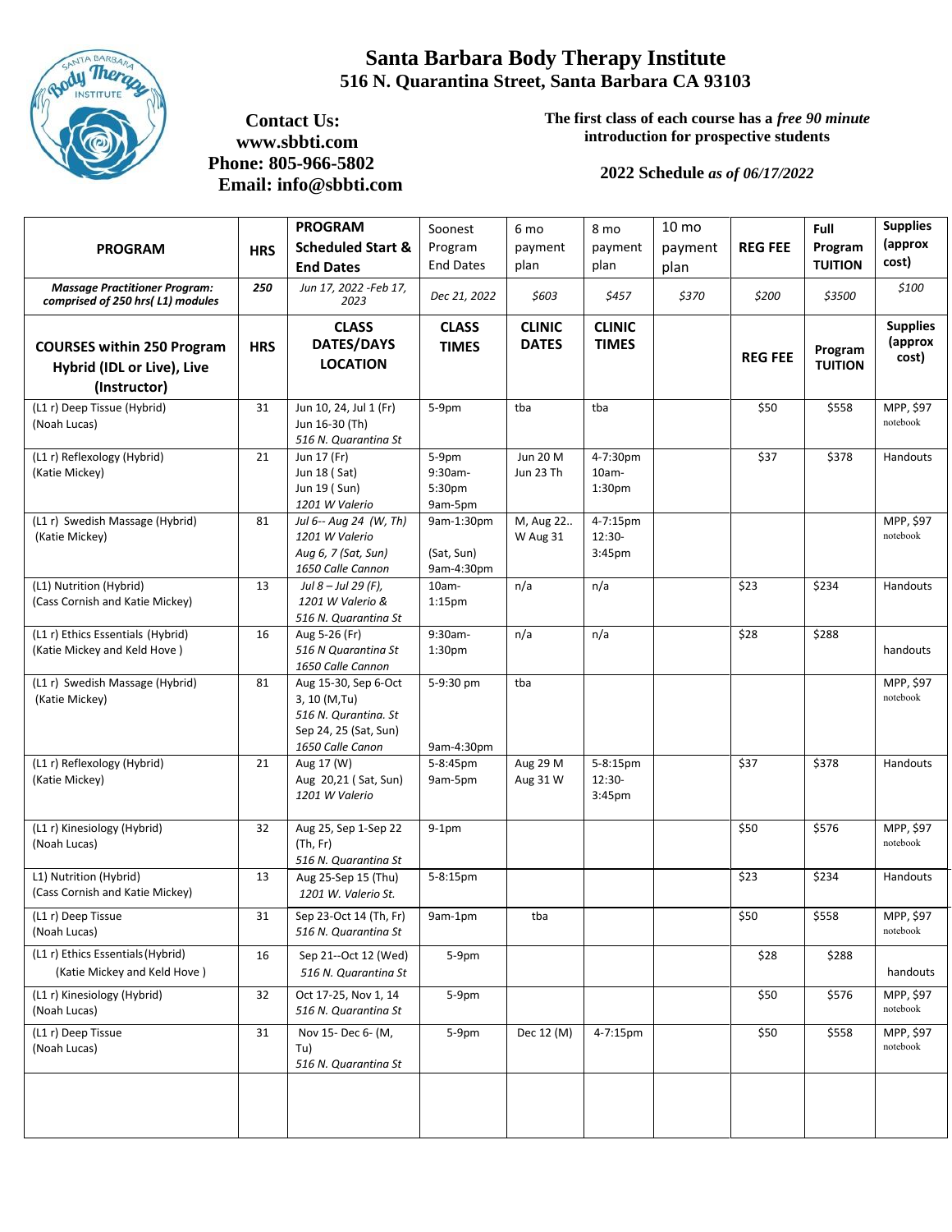# Santa Barbara Body Therapy Institute

## 516 N. Quarantina Street, Santa Barbara CA 93103

**Contact Us:**
**www.sbbti.com**
**Phone: 805-966-5802**
**Email: info@sbbti.com**

**The first class of each course has a *free 90 minute* introduction for prospective students**

**2022 Schedule *as of 06/17/2022***

| PROGRAM | HRS | PROGRAM Scheduled Start & End Dates | Soonest Program End Dates | 6 mo payment plan | 8 mo payment plan | 10 mo payment plan | REG FEE | Full Program TUITION | Supplies (approx cost) |
|---|---|---|---|---|---|---|---|---|---|
| ***Massage Practitioner Program: comprised of 250 hrs( L1) modules*** | ***250*** | *Jun 17, 2022 -Feb 17, 2023* | *Dec 21, 2022* | *$603* | *$457* | *$370* | *$200* | *$3500* | *$100* |
| **COURSES within 250 Program Hybrid (IDL or Live), Live (Instructor)** | **HRS** | **CLASS DATES/DAYS LOCATION** | **CLASS TIMES** | **CLINIC DATES** | **CLINIC TIMES** | | **REG FEE** | **Program TUITION** | **Supplies (approx cost)** |
| (L1 r) Deep Tissue (Hybrid) (Noah Lucas) | 31 | Jun 10, 24, Jul 1 (Fr) Jun 16-30 (Th) *516 N. Quarantina St* | 5-9pm | tba | tba | | $50 | $558 | MPP, $97 notebook |
| (L1 r) Reflexology (Hybrid) (Katie Mickey) | 21 | Jun 17 (Fr) Jun 18 ( Sat) Jun 19 ( Sun) *1201 W Valerio* | 5-9pm 9:30am-5:30pm 9am-5pm | Jun 20 M Jun 23 Th | 4-7:30pm 10am-1:30pm | | $37 | $378 | Handouts |
| (L1 r) Swedish Massage (Hybrid) (Katie Mickey) | 81 | *Jul 6-- Aug 24 (W, Th)* *1201 W Valerio* *Aug 6, 7 (Sat, Sun)* *1650 Calle Cannon* | 9am-1:30pm (Sat, Sun) 9am-4:30pm | M, Aug 22.. W Aug 31 | 4-7:15pm 12:30-3:45pm | | | | MPP, $97 notebook |
| (L1) Nutrition (Hybrid) (Cass Cornish and Katie Mickey) | 13 | *Jul 8 – Jul 29 (F),* *1201 W Valerio &* *516 N. Quarantina St* | 10am-1:15pm | n/a | n/a | | $23 | $234 | Handouts |
| (L1 r) Ethics Essentials (Hybrid) (Katie Mickey and Keld Hove ) | 16 | Aug 5-26 (Fr) *516 N Quarantina St* *1650 Calle Cannon* | 9:30am-1:30pm | n/a | n/a | | $28 | $288 | handouts |
| (L1 r) Swedish Massage (Hybrid) (Katie Mickey) | 81 | Aug 15-30, Sep 6-Oct 3, 10 (M,Tu) *516 N. Qurantina. St* Sep 24, 25 (Sat, Sun) *1650 Calle Canon* | 5-9:30 pm 9am-4:30pm | tba | | | | | MPP, $97 notebook |
| (L1 r) Reflexology (Hybrid) (Katie Mickey) | 21 | Aug 17 (W) Aug 20,21 ( Sat, Sun) *1201 W Valerio* | 5-8:45pm 9am-5pm | Aug 29 M Aug 31 W | 5-8:15pm 12:30-3:45pm | | $37 | $378 | Handouts |
| (L1 r) Kinesiology (Hybrid) (Noah Lucas) | 32 | Aug 25, Sep 1-Sep 22 (Th, Fr) *516 N. Quarantina St* | 9-1pm | | | | $50 | $576 | MPP, $97 notebook |
| L1) Nutrition (Hybrid) (Cass Cornish and Katie Mickey) | 13 | Aug 25-Sep 15 (Thu) *1201 W. Valerio St.* | 5-8:15pm | | | | $23 | $234 | Handouts |
| (L1 r) Deep Tissue (Noah Lucas) | 31 | Sep 23-Oct 14 (Th, Fr) *516 N. Quarantina St* | 9am-1pm | tba | | | $50 | $558 | MPP, $97 notebook |
| (L1 r) Ethics Essentials (Hybrid) (Katie Mickey and Keld Hove ) | 16 | Sep 21--Oct 12 (Wed) *516 N. Quarantina St* | 5-9pm | | | | $28 | $288 | handouts |
| (L1 r) Kinesiology (Hybrid) (Noah Lucas) | 32 | Oct 17-25, Nov 1, 14 *516 N. Quarantina St* | 5-9pm | | | | $50 | $576 | MPP, $97 notebook |
| (L1 r) Deep Tissue (Noah Lucas) | 31 | Nov 15- Dec 6- (M, Tu) *516 N. Quarantina St* | 5-9pm | Dec 12 (M) | 4-7:15pm | | $50 | $558 | MPP, $97 notebook |
| | | | | | | | | | |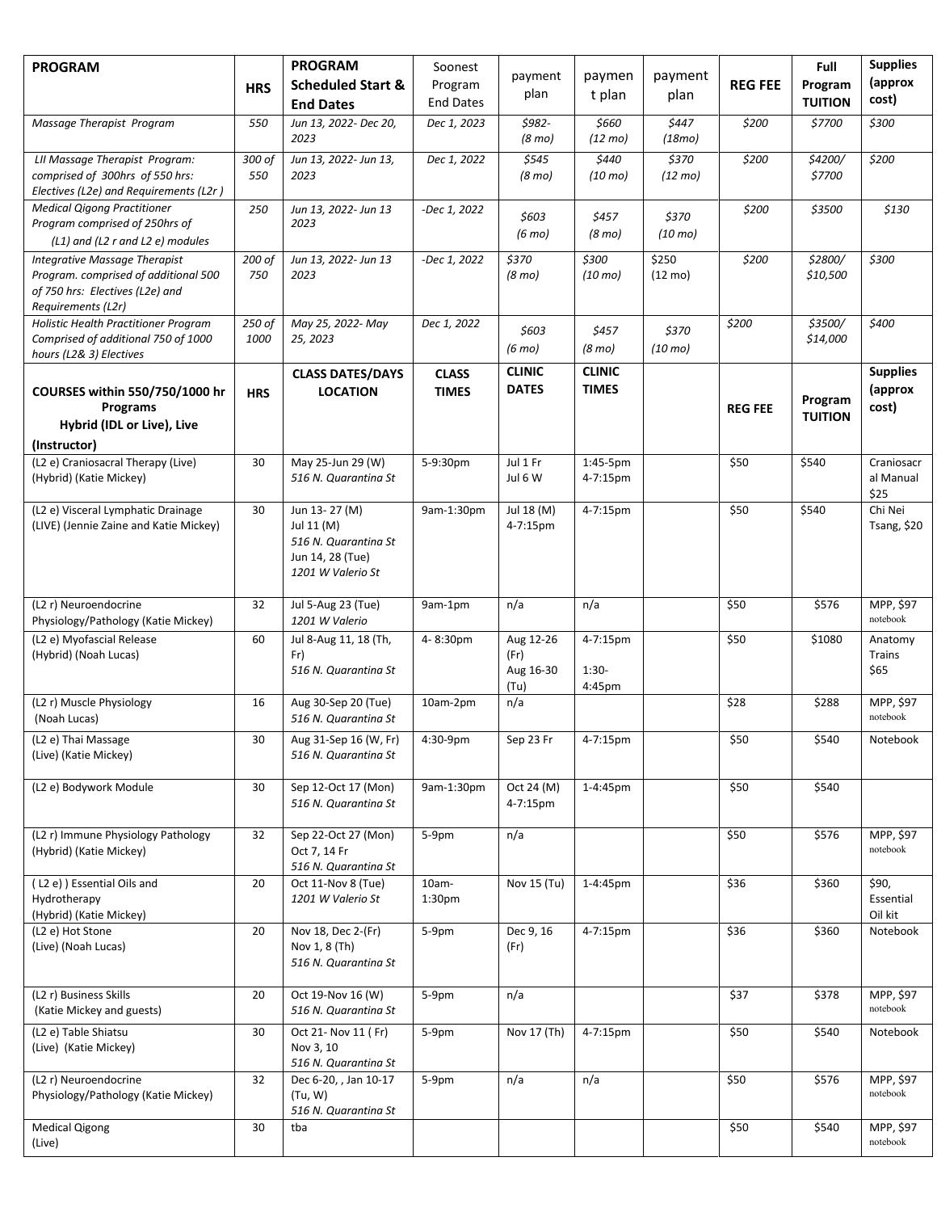| PROGRAM | HRS | PROGRAM Scheduled Start & End Dates | Soonest Program End Dates | payment plan | payment plan | payment plan | REG FEE | Full Program TUITION | Supplies (approx cost) |
|---|---|---|---|---|---|---|---|---|---|
| *Massage Therapist Program* | *550* | *Jun 13, 2022- Dec 20, 2023* | *Dec 1, 2023* | *$982- (8 mo)* | *$660 (12 mo)* | *$447 (18mo)* | *$200* | *$7700* | *$300* |
| *LII Massage Therapist Program: comprised of 300hrs of 550 hrs: Electives (L2e) and Requirements (L2r )* | *300 of 550* | *Jun 13, 2022- Jun 13, 2023* | *Dec 1, 2022* | *$545 (8 mo)* | *$440 (10 mo)* | *$370 (12 mo)* | *$200* | *$4200/ $7700* | *$200* |
| *Medical Qigong Practitioner Program comprised of 250hrs of (L1) and (L2 r and L2 e) modules* | *250* | *Jun 13, 2022- Jun 13 2023* | *-Dec 1, 2022* | *$603 (6 mo)* | *$457 (8 mo)* | *$370 (10 mo)* | *$200* | *$3500* | *$130* |
| *Integrative Massage Therapist Program. comprised of additional 500 of 750 hrs: Electives (L2e) and Requirements (L2r)* | *200 of 750* | *Jun 13, 2022- Jun 13 2023* | *-Dec 1, 2022* | *$370 (8 mo)* | *$300 (10 mo)* | $250 (12 mo) | *$200* | *$2800/ $10,500* | *$300* |
| *Holistic Health Practitioner Program Comprised of additional 750 of 1000 hours (L2& 3) Electives* | *250 of 1000* | *May 25, 2022- May 25, 2023* | *Dec 1, 2022* | *$603 (6 mo)* | *$457 (8 mo)* | *$370 (10 mo)* | *$200* | *$3500/ $14,000* | *$400* |
| **COURSES within 550/750/1000 hr Programs Hybrid (IDL or Live), Live (Instructor)** | **HRS** | **CLASS DATES/DAYS LOCATION** | **CLASS TIMES** | **CLINIC DATES** | **CLINIC TIMES** | | **REG FEE** | **Program TUITION** | **Supplies (approx cost)** |
| (L2 e) Craniosacral Therapy (Live) (Hybrid) (Katie Mickey) | 30 | May 25-Jun 29 (W) *516 N. Quarantina St* | 5-9:30pm | Jul 1 Fr Jul 6 W | 1:45-5pm 4-7:15pm | | $50 | $540 | Craniosacral Manual $25 |
| (L2 e) Visceral Lymphatic Drainage (LIVE) (Jennie Zaine and Katie Mickey) | 30 | Jun 13- 27 (M) Jul 11 (M) *516 N. Quarantina St* Jun 14, 28 (Tue) *1201 W Valerio St* | 9am-1:30pm | Jul 18 (M) 4-7:15pm | 4-7:15pm | | $50 | $540 | Chi Nei Tsang, $20 |
| (L2 r) Neuroendocrine Physiology/Pathology (Katie Mickey) | 32 | Jul 5-Aug 23 (Tue) *1201 W Valerio* | 9am-1pm | n/a | n/a | | $50 | $576 | MPP, $97 notebook |
| (L2 e) Myofascial Release (Hybrid) (Noah Lucas) | 60 | Jul 8-Aug 11, 18 (Th, Fr) *516 N. Quarantina St* | 4- 8:30pm | Aug 12-26 (Fr) Aug 16-30 (Tu) | 4-7:15pm 1:30-4:45pm | | $50 | $1080 | Anatomy Trains $65 |
| (L2 r) Muscle Physiology (Noah Lucas) | 16 | Aug 30-Sep 20 (Tue) *516 N. Quarantina St* | 10am-2pm | n/a | | | $28 | $288 | MPP, $97 notebook |
| (L2 e) Thai Massage (Live) (Katie Mickey) | 30 | Aug 31-Sep 16 (W, Fr) *516 N. Quarantina St* | 4:30-9pm | Sep 23 Fr | 4-7:15pm | | $50 | $540 | Notebook |
| (L2 e) Bodywork Module | 30 | Sep 12-Oct 17 (Mon) *516 N. Quarantina St* | 9am-1:30pm | Oct 24 (M) 4-7:15pm | 1-4:45pm | | $50 | $540 | |
| (L2 r) Immune Physiology Pathology (Hybrid) (Katie Mickey) | 32 | Sep 22-Oct 27 (Mon) Oct 7, 14 Fr *516 N. Quarantina St* | 5-9pm | n/a | | | $50 | $576 | MPP, $97 notebook |
| ( L2 e) ) Essential Oils and Hydrotherapy (Hybrid) (Katie Mickey) | 20 | Oct 11-Nov 8 (Tue) *1201 W Valerio St* | 10am-1:30pm | Nov 15 (Tu) | 1-4:45pm | | $36 | $360 | $90, Essential Oil kit |
| (L2 e) Hot Stone (Live) (Noah Lucas) | 20 | Nov 18, Dec 2-(Fr) Nov 1, 8 (Th) *516 N. Quarantina St* | 5-9pm | Dec 9, 16 (Fr) | 4-7:15pm | | $36 | $360 | Notebook |
| (L2 r) Business Skills (Katie Mickey and guests) | 20 | Oct 19-Nov 16 (W) *516 N. Quarantina St* | 5-9pm | n/a | | | $37 | $378 | MPP, $97 notebook |
| (L2 e) Table Shiatsu (Live) (Katie Mickey) | 30 | Oct 21- Nov 11 ( Fr) Nov 3, 10 *516 N. Quarantina St* | 5-9pm | Nov 17 (Th) | 4-7:15pm | | $50 | $540 | Notebook |
| (L2 r) Neuroendocrine Physiology/Pathology (Katie Mickey) | 32 | Dec 6-20, , Jan 10-17 (Tu, W) *516 N. Quarantina St* | 5-9pm | n/a | n/a | | $50 | $576 | MPP, $97 notebook |
| Medical Qigong (Live) | 30 | tba | | | | | $50 | $540 | MPP, $97 notebook |